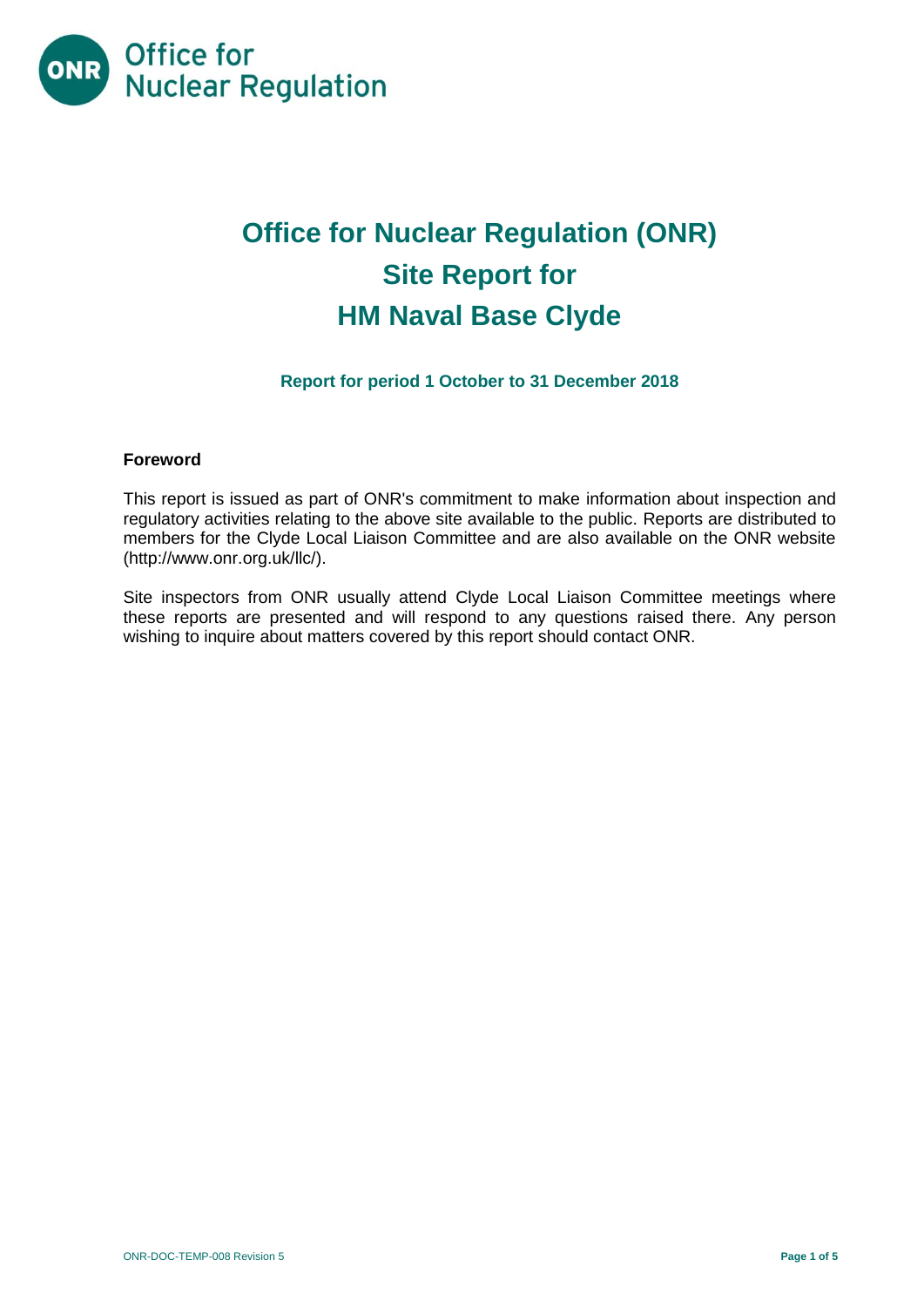Office for Nuclear Regulation

# Office for Nuclear Regulation (ONR)
# Site Report for
# HM Naval Base Clyde

**Report for period 1 October to 31 December 2018**

### Foreword

This report is issued as part of ONR's commitment to make information about inspection and regulatory activities relating to the above site available to the public. Reports are distributed to members for the Clyde Local Liaison Committee and are also available on the ONR website (http://www.onr.org.uk/llc/).

Site inspectors from ONR usually attend Clyde Local Liaison Committee meetings where these reports are presented and will respond to any questions raised there. Any person wishing to inquire about matters covered by this report should contact ONR.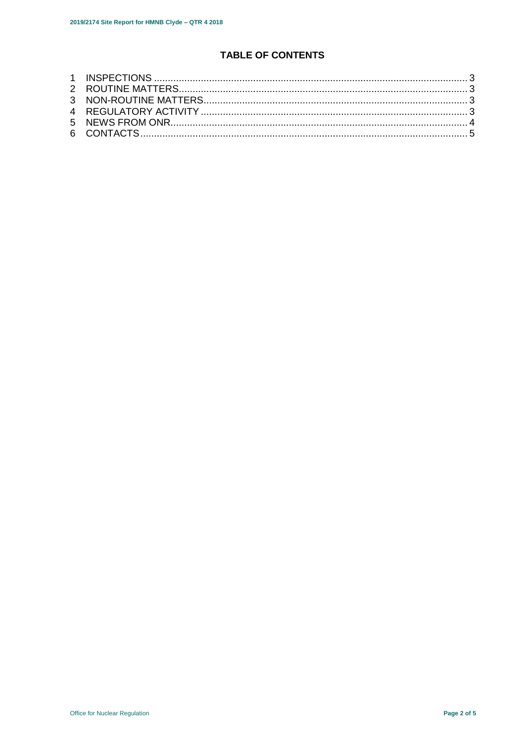## TABLE OF CONTENTS

1 INSPECTIONS ........................................................................................................ 3
2 ROUTINE MATTERS................................................................................................ 3
3 NON-ROUTINE MATTERS....................................................................................... 3
4 REGULATORY ACTIVITY ........................................................................................ 3
5 NEWS FROM ONR.................................................................................................. 4
6 CONTACTS............................................................................................................. 5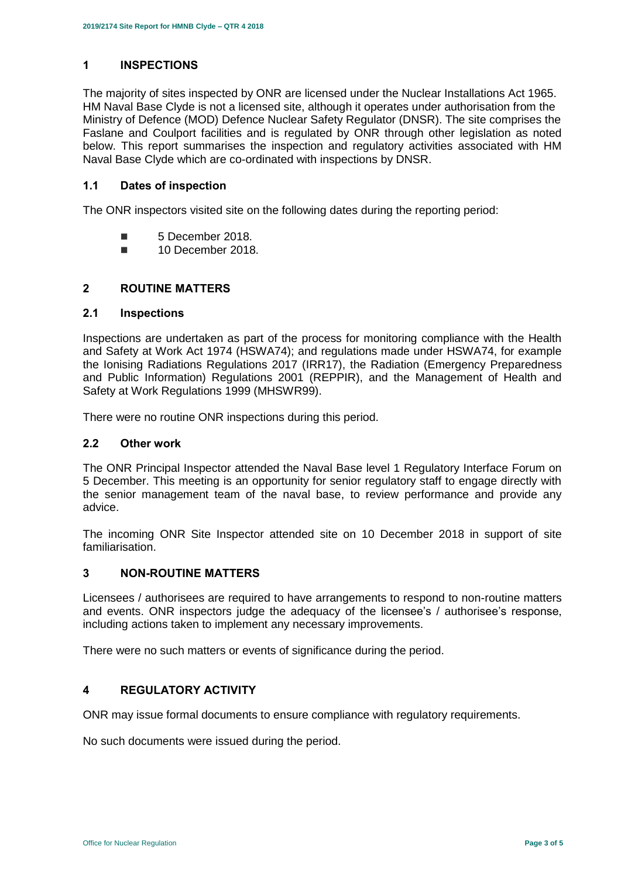## 1 INSPECTIONS

The majority of sites inspected by ONR are licensed under the Nuclear Installations Act 1965. HM Naval Base Clyde is not a licensed site, although it operates under authorisation from the Ministry of Defence (MOD) Defence Nuclear Safety Regulator (DNSR). The site comprises the Faslane and Coulport facilities and is regulated by ONR through other legislation as noted below. This report summarises the inspection and regulatory activities associated with HM Naval Base Clyde which are co-ordinated with inspections by DNSR.

### 1.1 Dates of inspection

The ONR inspectors visited site on the following dates during the reporting period:

- 5 December 2018.
- 10 December 2018.

## 2 ROUTINE MATTERS

### 2.1 Inspections

Inspections are undertaken as part of the process for monitoring compliance with the Health and Safety at Work Act 1974 (HSWA74); and regulations made under HSWA74, for example the Ionising Radiations Regulations 2017 (IRR17), the Radiation (Emergency Preparedness and Public Information) Regulations 2001 (REPPIR), and the Management of Health and Safety at Work Regulations 1999 (MHSWR99).

There were no routine ONR inspections during this period.

### 2.2 Other work

The ONR Principal Inspector attended the Naval Base level 1 Regulatory Interface Forum on 5 December. This meeting is an opportunity for senior regulatory staff to engage directly with the senior management team of the naval base, to review performance and provide any advice.

The incoming ONR Site Inspector attended site on 10 December 2018 in support of site familiarisation.

## 3 NON-ROUTINE MATTERS

Licensees / authorisees are required to have arrangements to respond to non-routine matters and events. ONR inspectors judge the adequacy of the licensee's / authorisee's response, including actions taken to implement any necessary improvements.

There were no such matters or events of significance during the period.

## 4 REGULATORY ACTIVITY

ONR may issue formal documents to ensure compliance with regulatory requirements.

No such documents were issued during the period.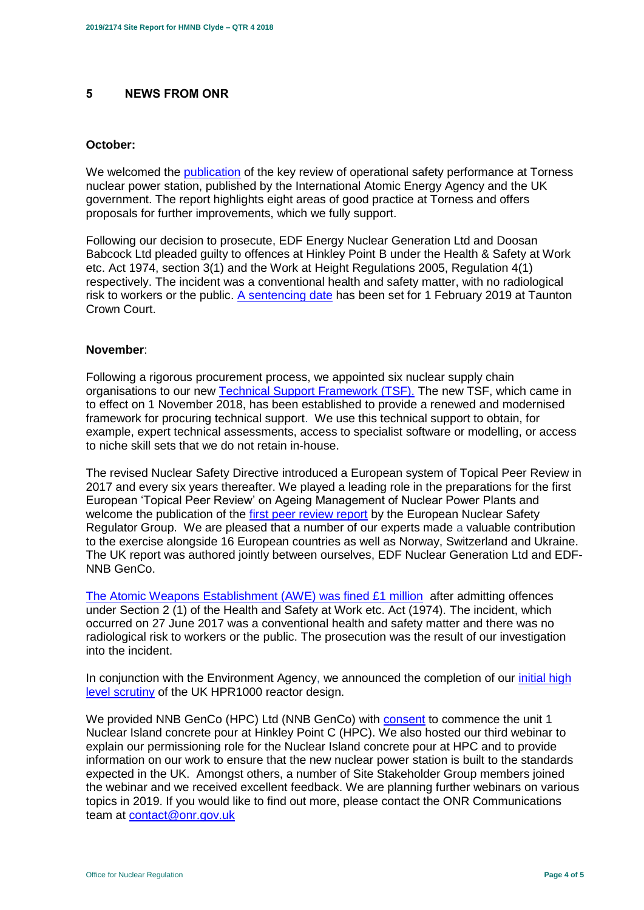## 5 NEWS FROM ONR

**October:**

We welcomed the publication of the key review of operational safety performance at Torness nuclear power station, published by the International Atomic Energy Agency and the UK government. The report highlights eight areas of good practice at Torness and offers proposals for further improvements, which we fully support.

Following our decision to prosecute, EDF Energy Nuclear Generation Ltd and Doosan Babcock Ltd pleaded guilty to offences at Hinkley Point B under the Health & Safety at Work etc. Act 1974, section 3(1) and the Work at Height Regulations 2005, Regulation 4(1) respectively. The incident was a conventional health and safety matter, with no radiological risk to workers or the public. A sentencing date has been set for 1 February 2019 at Taunton Crown Court.

**November**:

Following a rigorous procurement process, we appointed six nuclear supply chain organisations to our new Technical Support Framework (TSF). The new TSF, which came in to effect on 1 November 2018, has been established to provide a renewed and modernised framework for procuring technical support. We use this technical support to obtain, for example, expert technical assessments, access to specialist software or modelling, or access to niche skill sets that we do not retain in-house.

The revised Nuclear Safety Directive introduced a European system of Topical Peer Review in 2017 and every six years thereafter. We played a leading role in the preparations for the first European 'Topical Peer Review' on Ageing Management of Nuclear Power Plants and welcome the publication of the first peer review report by the European Nuclear Safety Regulator Group. We are pleased that a number of our experts made a valuable contribution to the exercise alongside 16 European countries as well as Norway, Switzerland and Ukraine. The UK report was authored jointly between ourselves, EDF Nuclear Generation Ltd and EDF-NNB GenCo.

The Atomic Weapons Establishment (AWE) was fined £1 million after admitting offences under Section 2 (1) of the Health and Safety at Work etc. Act (1974). The incident, which occurred on 27 June 2017 was a conventional health and safety matter and there was no radiological risk to workers or the public. The prosecution was the result of our investigation into the incident.

In conjunction with the Environment Agency, we announced the completion of our initial high level scrutiny of the UK HPR1000 reactor design.

We provided NNB GenCo (HPC) Ltd (NNB GenCo) with consent to commence the unit 1 Nuclear Island concrete pour at Hinkley Point C (HPC). We also hosted our third webinar to explain our permissioning role for the Nuclear Island concrete pour at HPC and to provide information on our work to ensure that the new nuclear power station is built to the standards expected in the UK. Amongst others, a number of Site Stakeholder Group members joined the webinar and we received excellent feedback. We are planning further webinars on various topics in 2019. If you would like to find out more, please contact the ONR Communications team at contact@onr.gov.uk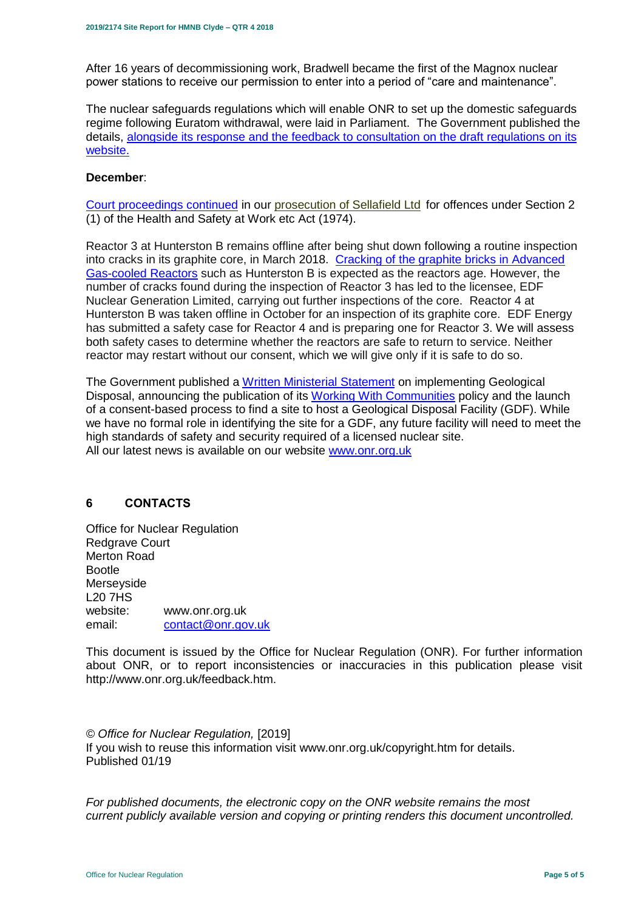After 16 years of decommissioning work, Bradwell became the first of the Magnox nuclear power stations to receive our permission to enter into a period of "care and maintenance".

The nuclear safeguards regulations which will enable ONR to set up the domestic safeguards regime following Euratom withdrawal, were laid in Parliament. The Government published the details, alongside its response and the feedback to consultation on the draft regulations on its website.

**December**:

Court proceedings continued in our prosecution of Sellafield Ltd for offences under Section 2 (1) of the Health and Safety at Work etc Act (1974).

Reactor 3 at Hunterston B remains offline after being shut down following a routine inspection into cracks in its graphite core, in March 2018. Cracking of the graphite bricks in Advanced Gas-cooled Reactors such as Hunterston B is expected as the reactors age. However, the number of cracks found during the inspection of Reactor 3 has led to the licensee, EDF Nuclear Generation Limited, carrying out further inspections of the core. Reactor 4 at Hunterston B was taken offline in October for an inspection of its graphite core. EDF Energy has submitted a safety case for Reactor 4 and is preparing one for Reactor 3. We will assess both safety cases to determine whether the reactors are safe to return to service. Neither reactor may restart without our consent, which we will give only if it is safe to do so.

The Government published a Written Ministerial Statement on implementing Geological Disposal, announcing the publication of its Working With Communities policy and the launch of a consent-based process to find a site to host a Geological Disposal Facility (GDF). While we have no formal role in identifying the site for a GDF, any future facility will need to meet the high standards of safety and security required of a licensed nuclear site.
All our latest news is available on our website www.onr.org.uk

## 6 CONTACTS

Office for Nuclear Regulation
Redgrave Court
Merton Road
Bootle
Merseyside
L20 7HS
website: www.onr.org.uk
email: contact@onr.gov.uk

This document is issued by the Office for Nuclear Regulation (ONR). For further information about ONR, or to report inconsistencies or inaccuracies in this publication please visit http://www.onr.org.uk/feedback.htm.

© *Office for Nuclear Regulation,* [2019]
If you wish to reuse this information visit www.onr.org.uk/copyright.htm for details.
Published 01/19

*For published documents, the electronic copy on the ONR website remains the most current publicly available version and copying or printing renders this document uncontrolled.*